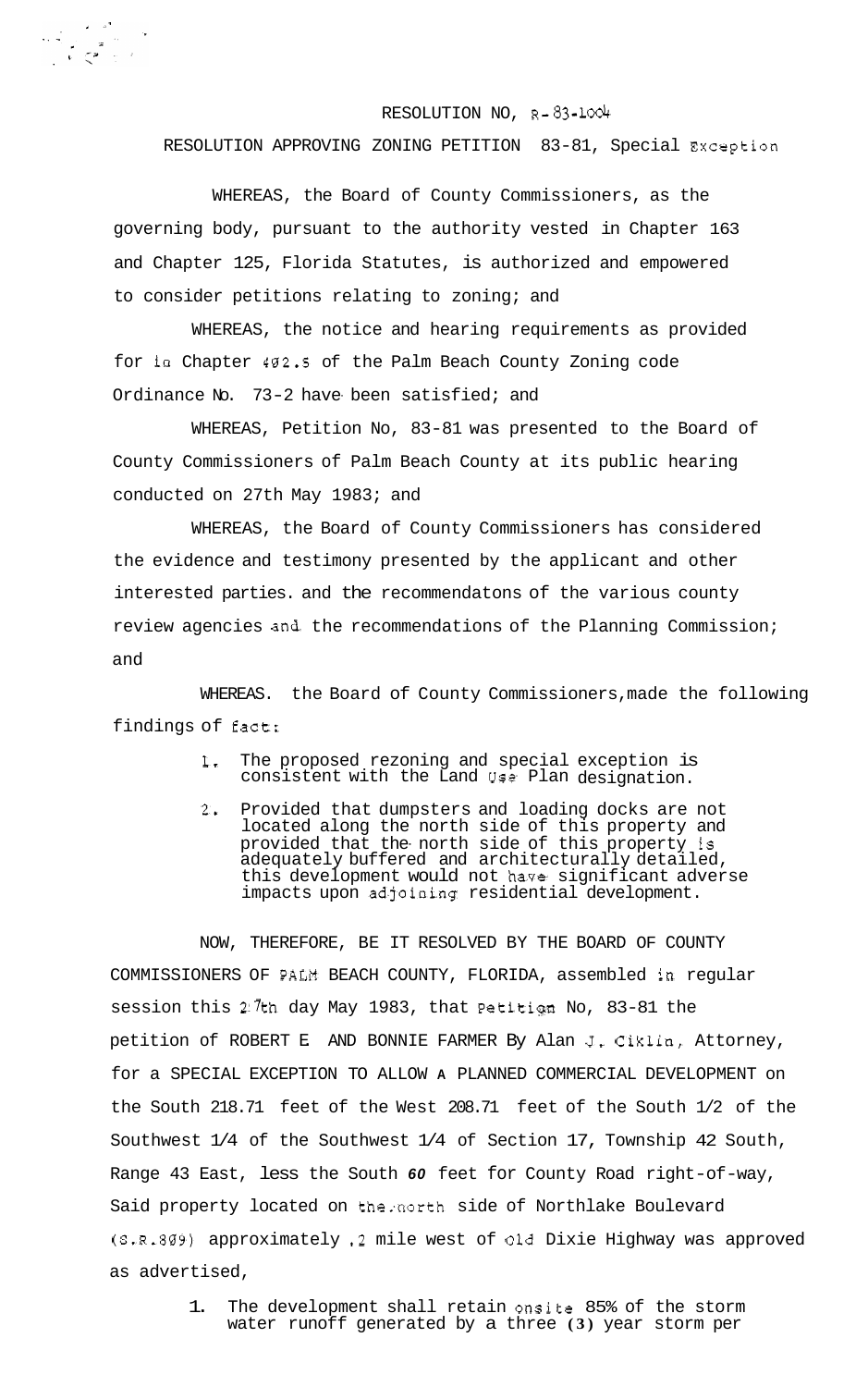RESOLUTION NO, R-83-1004

RESOLUTION APPROVING ZONING PETITION 83-81, Special Exception

WHEREAS, the Board of County Commissioners, as the governing body, pursuant to the authority vested in Chapter 163 and Chapter 125, Florida Statutes, is authorized and empowered to consider petitions relating to zoning; and

WHEREAS, the notice and hearing requirements as provided for in Chapter 402.5 of the Palm Beach County Zoning code Ordinance No. 73-2 have been satisfied; and

WHEREAS, Petition No, 83-81 was presented to the Board of County Commissioners of Palm Beach County at its public hearing conducted on 27th May 1983; and

WHEREAS, the Board of County Commissioners has considered the evidence and testimony presented by the applicant and other interested parties. and the recommendatons of the various county review agencies and the recommendations of the Planning Commission; and

WHEREAS. the Board of County Commissioners,made the following findings of fact:

1. The proposed rezoning and special exception is consistent with the Land Use Plan designation.
2. Provided that dumpsters and loading docks are not located along the north side of this property and provided that the north side of this property is adequately buffered and architecturally detailed, this development would not have significant adverse impacts upon adjoining residential development.

NOW, THEREFORE, BE IT RESOLVED BY THE BOARD OF COUNTY COMMISSIONERS OF PALM BEACH COUNTY, FLORIDA, assembled in regular session this 27th day May 1983, that Petition No, 83-81 the petition of ROBERT E AND BONNIE FARMER By Alan J. Ciklin, Attorney, for a SPECIAL EXCEPTION TO ALLOW A PLANNED COMMERCIAL DEVELOPMENT on the South 218.71 feet of the West 208.71 feet of the South 1/2 of the Southwest 1/4 of the Southwest 1/4 of Section 17, Township 42 South, Range 43 East, less the South *60* feet for County Road right-of-way, Said property located on the north side of Northlake Boulevard (S.R.809) approximately .2 mile west of Old Dixie Highway was approved as advertised,

1. The development shall retain onsite 85% of the storm water runoff generated by a three **(3)** year storm per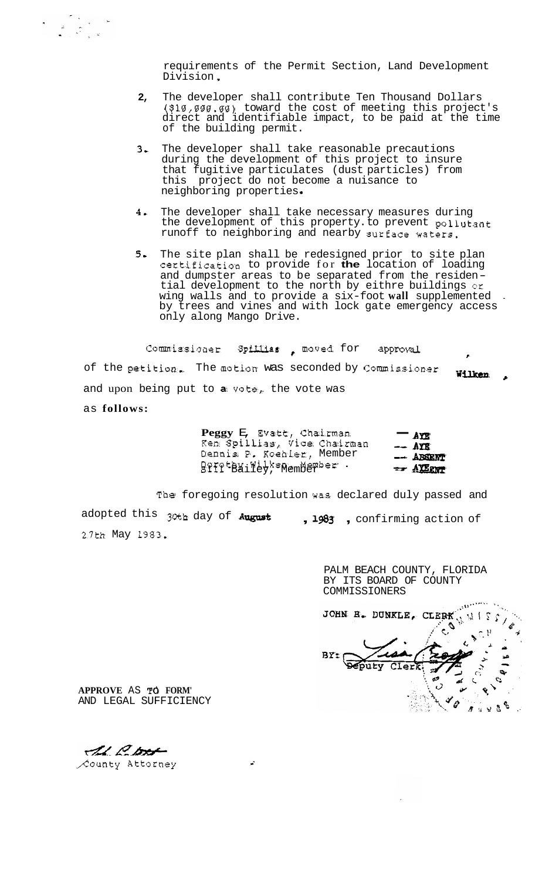requirements of the Permit Section, Land Development Division.

2. The developer shall contribute Ten Thousand Dollars ($10,000.00) toward the cost of meeting this project's direct and identifiable impact, to be paid at the time of the building permit.

3. The developer shall take reasonable precautions during the development of this project to insure that fugitive particulates (dust particles) from this project do not become a nuisance to neighboring properties.

4. The developer shall take necessary measures during the development of this property to prevent pollutant runoff to neighboring and nearby surface waters.

5. The site plan shall be redesigned prior to site plan certification to provide for the location of loading and dumpster areas to be separated from the residential development to the north by eithre buildings or wing walls and to provide a six-foot wall supplemented by trees and vines and with lock gate emergency access only along Mango Drive.

Commissioner Spillias, moved for approval of the petition. The motion was seconded by Commissioner Wilken, and upon being put to a vote, the vote was as follows:

| | |
|---|---|
| Peggy E. Evatt, Chairman | — AYE |
| Ken Spillias, Vice Chairman | — AYE |
| Dennis P. Koehler, Member | — ABSENT |
| Dorothy Wilken, Member | — AYE |
| Bill Bailey, Member | — ABSENT |

The foregoing resolution was declared duly passed and adopted this 30th day of August, 1983, confirming action of 27th May 1983.

PALM BEACH COUNTY, FLORIDA
BY ITS BOARD OF COUNTY
COMMISSIONERS

JOHN B. DUNKLE, CLERK

BY: Deputy Clerk

APPROVE AS TO FORM
AND LEGAL SUFFICIENCY

County Attorney